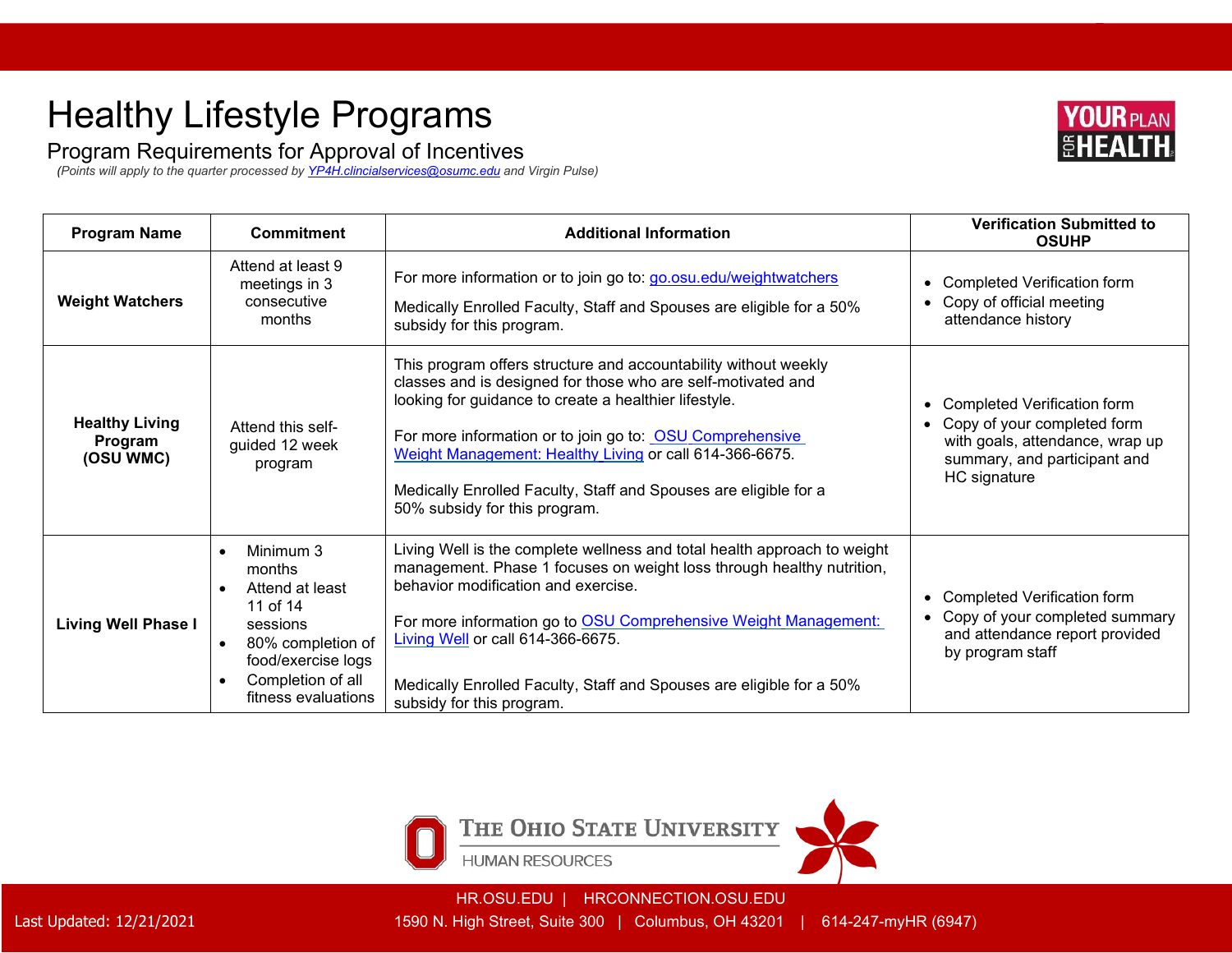# Healthy Lifestyle Programs

## Program Requirements for Approval of Incentives

*(Points will apply to the quarter processed by YP4H.clincialservices@osumc.edu and Virgin Pulse)*

| Program Name | Commitment | Additional Information | Verification Submitted to OSUHP |
|---|---|---|---|
| **Weight Watchers** | Attend at least 9 meetings in 3 consecutive months | For more information or to join go to: go.osu.edu/weightwatchers<br><br>Medically Enrolled Faculty, Staff and Spouses are eligible for a 50% subsidy for this program. | • Completed Verification form<br>• Copy of official meeting attendance history |
| **Healthy Living Program (OSU WMC)** | Attend this self-guided 12 week program | This program offers structure and accountability without weekly classes and is designed for those who are self-motivated and looking for guidance to create a healthier lifestyle.<br><br>For more information or to join go to: OSU Comprehensive Weight Management: Healthy Living or call 614-366-6675.<br><br>Medically Enrolled Faculty, Staff and Spouses are eligible for a 50% subsidy for this program. | • Completed Verification form<br>• Copy of your completed form with goals, attendance, wrap up summary, and participant and HC signature |
| **Living Well Phase I** | • Minimum 3 months<br>• Attend at least 11 of 14 sessions<br>• 80% completion of food/exercise logs<br>• Completion of all fitness evaluations | Living Well is the complete wellness and total health approach to weight management. Phase 1 focuses on weight loss through healthy nutrition, behavior modification and exercise.<br><br>For more information go to OSU Comprehensive Weight Management: Living Well or call 614-366-6675.<br><br>Medically Enrolled Faculty, Staff and Spouses are eligible for a 50% subsidy for this program. | • Completed Verification form<br>• Copy of your completed summary and attendance report provided by program staff |

The Ohio State University
Human Resources

HR.OSU.EDU | HRCONNECTION.OSU.EDU

1590 N. High Street, Suite 300 | Columbus, OH 43201 | 614-247-myHR (6947)

Last Updated: 12/21/2021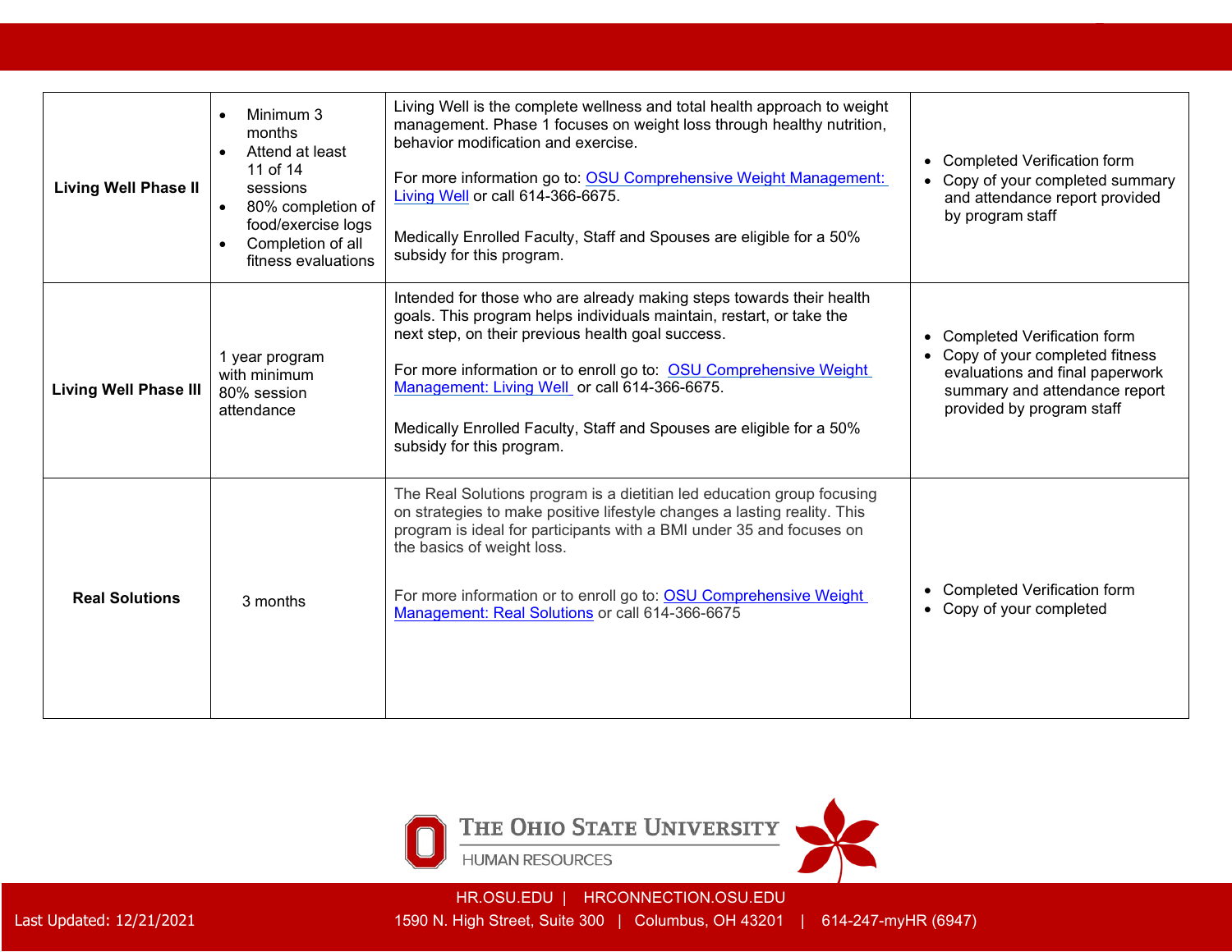| | | | |
|---|---|---|---|
| **Living Well Phase II** | • Minimum 3 months<br>• Attend at least 11 of 14 sessions<br>• 80% completion of food/exercise logs<br>• Completion of all fitness evaluations | Living Well is the complete wellness and total health approach to weight management. Phase 1 focuses on weight loss through healthy nutrition, behavior modification and exercise.<br><br>For more information go to: OSU Comprehensive Weight Management: Living Well or call 614-366-6675.<br><br>Medically Enrolled Faculty, Staff and Spouses are eligible for a 50% subsidy for this program. | • Completed Verification form<br>• Copy of your completed summary and attendance report provided by program staff |
| **Living Well Phase III** | 1 year program with minimum 80% session attendance | Intended for those who are already making steps towards their health goals. This program helps individuals maintain, restart, or take the next step, on their previous health goal success.<br><br>For more information or to enroll go to: OSU Comprehensive Weight Management: Living Well or call 614-366-6675.<br><br>Medically Enrolled Faculty, Staff and Spouses are eligible for a 50% subsidy for this program. | • Completed Verification form<br>• Copy of your completed fitness evaluations and final paperwork summary and attendance report provided by program staff |
| **Real Solutions** | 3 months | The Real Solutions program is a dietitian led education group focusing on strategies to make positive lifestyle changes a lasting reality. This program is ideal for participants with a BMI under 35 and focuses on the basics of weight loss.<br><br>For more information or to enroll go to: OSU Comprehensive Weight Management: Real Solutions or call 614-366-6675 | • Completed Verification form<br>• Copy of your completed |

THE OHIO STATE UNIVERSITY

HUMAN RESOURCES

HR.OSU.EDU | HRCONNECTION.OSU.EDU

Last Updated: 12/21/2021

1590 N. High Street, Suite 300 | Columbus, OH 43201 | 614-247-myHR (6947)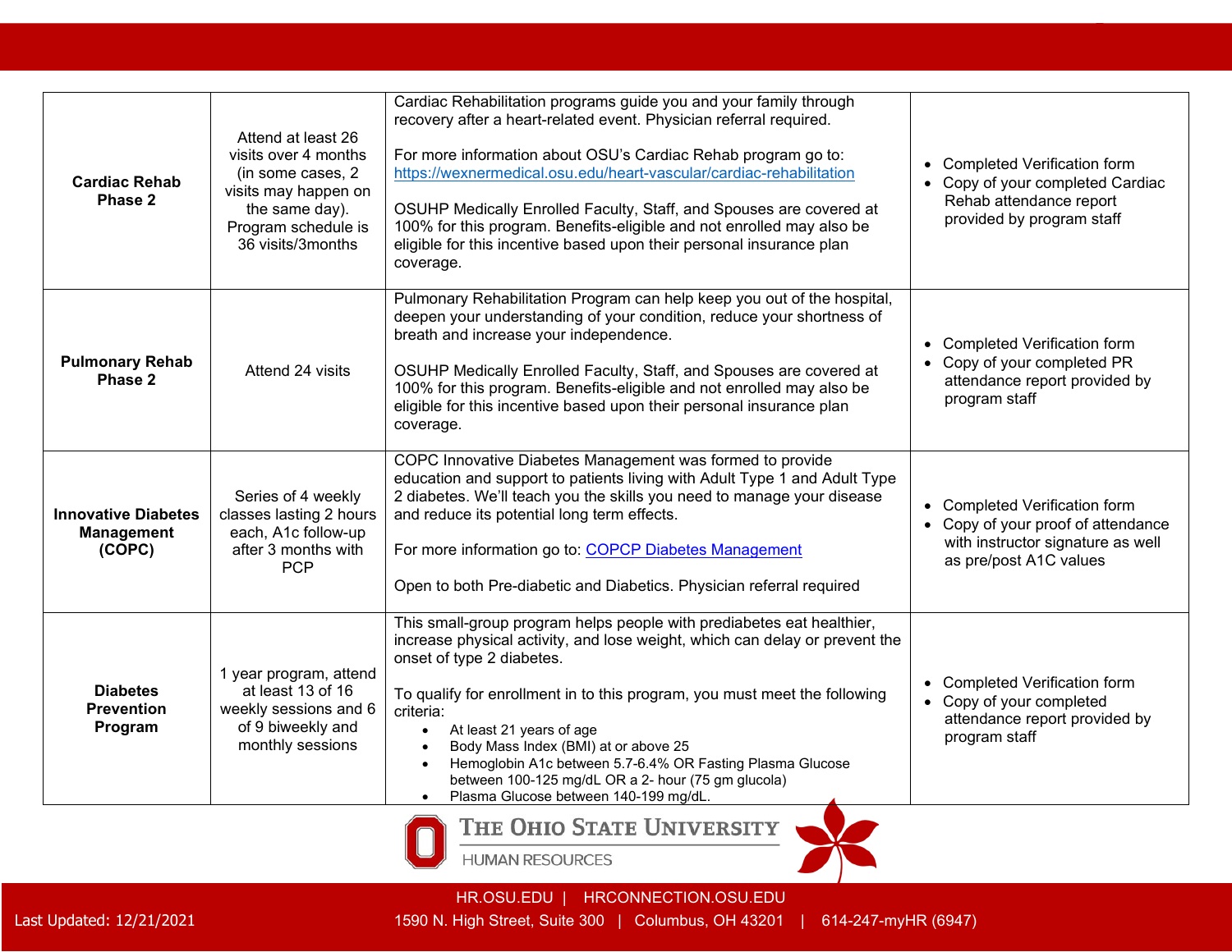| | | | |
|---|---|---|---|
| **Cardiac Rehab Phase 2** | Attend at least 26 visits over 4 months (in some cases, 2 visits may happen on the same day). Program schedule is 36 visits/3months | Cardiac Rehabilitation programs guide you and your family through recovery after a heart-related event. Physician referral required.<br><br>For more information about OSU's Cardiac Rehab program go to: https://wexnermedical.osu.edu/heart-vascular/cardiac-rehabilitation<br><br>OSUHP Medically Enrolled Faculty, Staff, and Spouses are covered at 100% for this program. Benefits-eligible and not enrolled may also be eligible for this incentive based upon their personal insurance plan coverage. | • Completed Verification form<br>• Copy of your completed Cardiac Rehab attendance report provided by program staff |
| **Pulmonary Rehab Phase 2** | Attend 24 visits | Pulmonary Rehabilitation Program can help keep you out of the hospital, deepen your understanding of your condition, reduce your shortness of breath and increase your independence.<br><br>OSUHP Medically Enrolled Faculty, Staff, and Spouses are covered at 100% for this program. Benefits-eligible and not enrolled may also be eligible for this incentive based upon their personal insurance plan coverage. | • Completed Verification form<br>• Copy of your completed PR attendance report provided by program staff |
| **Innovative Diabetes Management (COPC)** | Series of 4 weekly classes lasting 2 hours each, A1c follow-up after 3 months with PCP | COPC Innovative Diabetes Management was formed to provide education and support to patients living with Adult Type 1 and Adult Type 2 diabetes. We'll teach you the skills you need to manage your disease and reduce its potential long term effects.<br><br>For more information go to: [COPCP Diabetes Management]<br><br>Open to both Pre-diabetic and Diabetics. Physician referral required | • Completed Verification form<br>• Copy of your proof of attendance with instructor signature as well as pre/post A1C values |
| **Diabetes Prevention Program** | 1 year program, attend at least 13 of 16 weekly sessions and 6 of 9 biweekly and monthly sessions | This small-group program helps people with prediabetes eat healthier, increase physical activity, and lose weight, which can delay or prevent the onset of type 2 diabetes.<br><br>To qualify for enrollment in to this program, you must meet the following criteria:<br>• At least 21 years of age<br>• Body Mass Index (BMI) at or above 25<br>• Hemoglobin A1c between 5.7-6.4% OR Fasting Plasma Glucose between 100-125 mg/dL OR a 2- hour (75 gm glucola)<br>• Plasma Glucose between 140-199 mg/dL. | • Completed Verification form<br>• Copy of your completed attendance report provided by program staff |

THE OHIO STATE UNIVERSITY
HUMAN RESOURCES

HR.OSU.EDU | HRCONNECTION.OSU.EDU

Last Updated: 12/21/2021 1590 N. High Street, Suite 300 | Columbus, OH 43201 | 614-247-myHR (6947)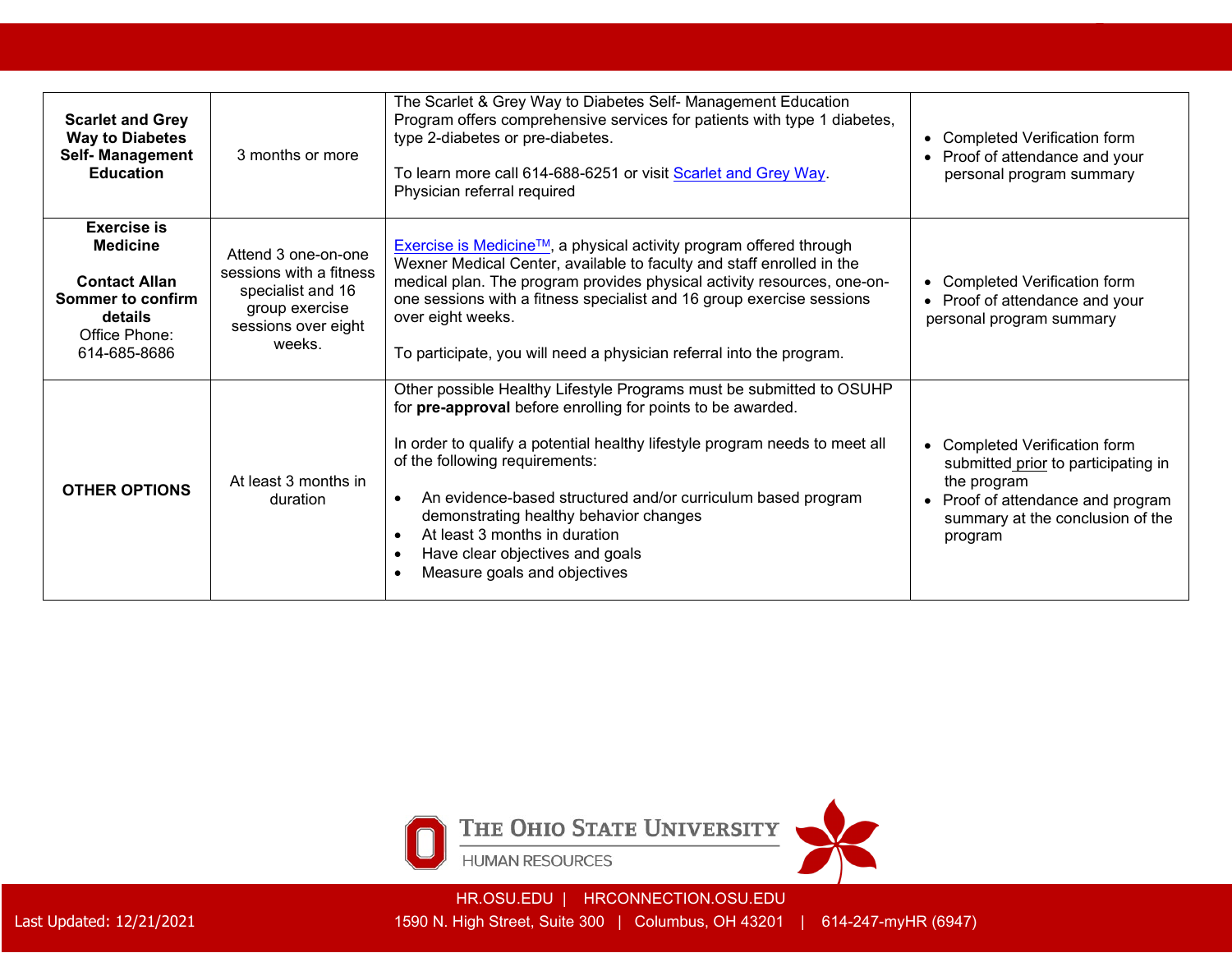| | | | |
|---|---|---|---|
| **Scarlet and Grey Way to Diabetes Self- Management Education** | 3 months or more | The Scarlet & Grey Way to Diabetes Self- Management Education Program offers comprehensive services for patients with type 1 diabetes, type 2-diabetes or pre-diabetes.<br><br>To learn more call 614-688-6251 or visit Scarlet and Grey Way. Physician referral required | • Completed Verification form<br>• Proof of attendance and your personal program summary |
| **Exercise is Medicine**<br><br>**Contact Allan Sommer to confirm details**<br>Office Phone: 614-685-8686 | Attend 3 one-on-one sessions with a fitness specialist and 16 group exercise sessions over eight weeks. | Exercise is Medicine™, a physical activity program offered through Wexner Medical Center, available to faculty and staff enrolled in the medical plan. The program provides physical activity resources, one-on-one sessions with a fitness specialist and 16 group exercise sessions over eight weeks.<br><br>To participate, you will need a physician referral into the program. | • Completed Verification form<br>• Proof of attendance and your personal program summary |
| **OTHER OPTIONS** | At least 3 months in duration | Other possible Healthy Lifestyle Programs must be submitted to OSUHP for **pre-approval** before enrolling for points to be awarded.<br><br>In order to qualify a potential healthy lifestyle program needs to meet all of the following requirements:<br><br>• An evidence-based structured and/or curriculum based program demonstrating healthy behavior changes<br>• At least 3 months in duration<br>• Have clear objectives and goals<br>• Measure goals and objectives | • Completed Verification form submitted prior to participating in the program<br>• Proof of attendance and program summary at the conclusion of the program |

THE OHIO STATE UNIVERSITY

HUMAN RESOURCES

HR.OSU.EDU | HRCONNECTION.OSU.EDU

1590 N. High Street, Suite 300 | Columbus, OH 43201 | 614-247-myHR (6947)

Last Updated: 12/21/2021